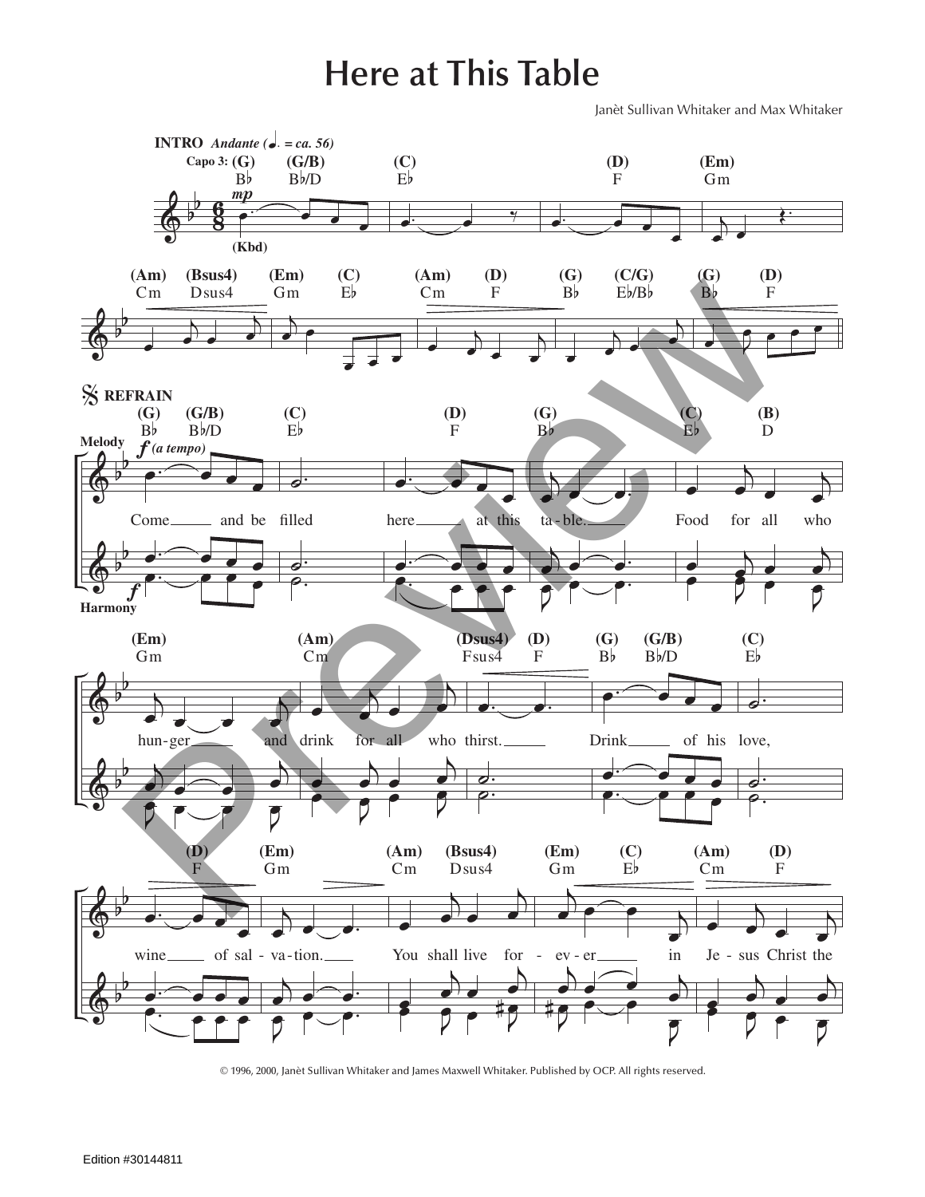# Here at This Table

Janèt Sullivan Whitaker and Max Whitaker

**INTRO** *Andante (♩. = ca. 56)*

Capo 3: (G) B♭ (G/B) B♭/D (C) E♭ (D) F (Em) Gm

(Am) Cm (Bsus4) Dsus4 (Em) Gm (C) E♭ (Am) Cm (D) F (G) B♭ (C/G) E♭/B♭ (G) B♭ (D) F

**REFRAIN**

Come and be filled here at this ta-ble. Food for all who hun-ger and drink for all who thirst. Drink of his love, wine of sal-va-tion. You shall live for-ev-er in Je-sus Christ the

© 1996, 2000, Janèt Sullivan Whitaker and James Maxwell Whitaker. Published by OCP. All rights reserved.

Edition #30144811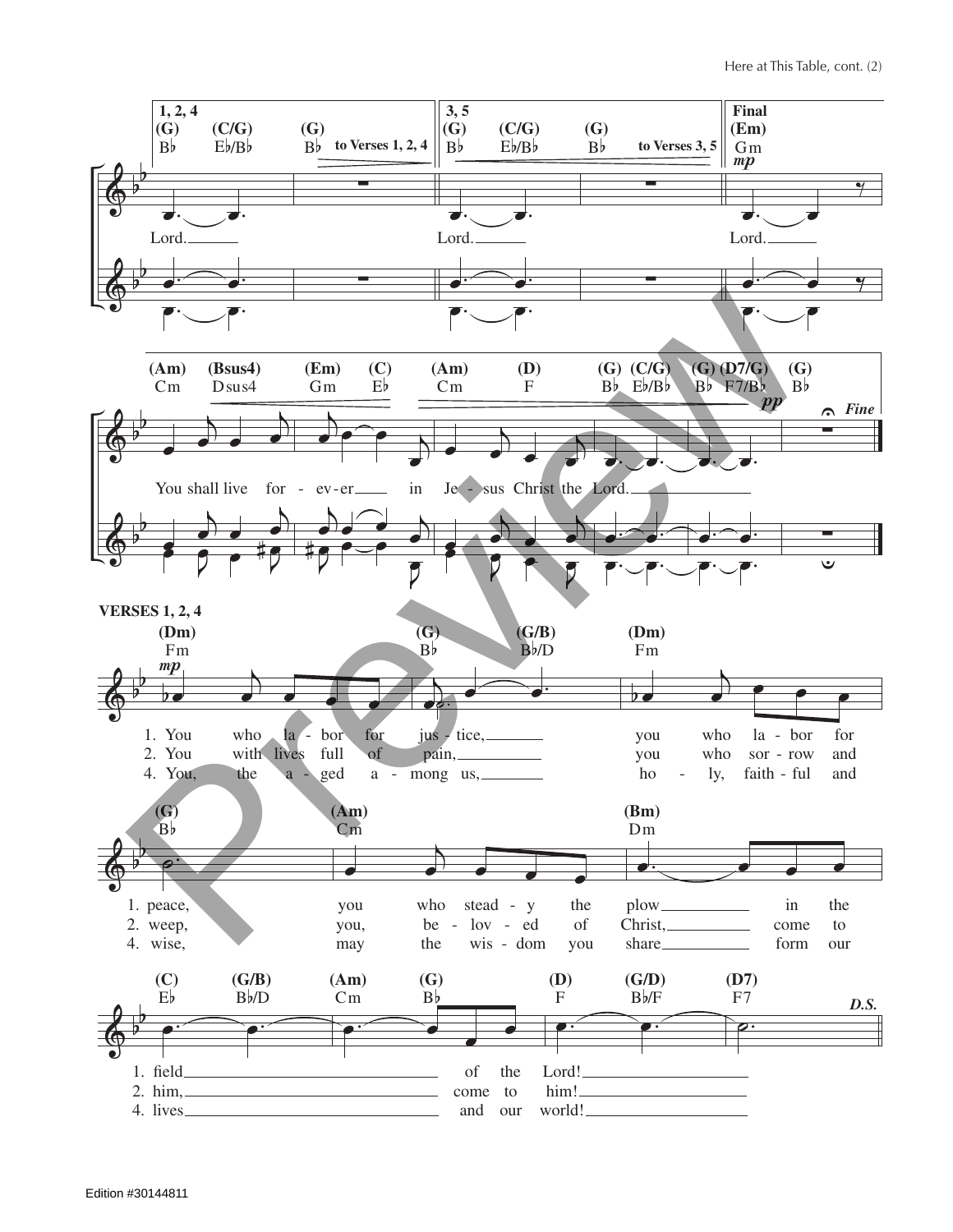**1, 2, 4**

(G) Bb — (C/G) Eb/Bb — (G) Bb — to Verses 1, 2, 4

Lord.

**3, 5**

(G) Bb — (C/G) Eb/Bb — (G) Bb — to Verses 3, 5

Lord.

**Final**

(Em) Gm

*mp*

Lord.

(Am) Cm — (Bsus4) Dsus4 — (Em) Gm — (C) Eb — (Am) Cm — (D) F — (G) Bb — (C/G) Eb/Bb — (G) Bb — (D7/G) F7/Bb — (G) Bb

*pp* *Fine*

You shall live for - ev - er in Je - sus Christ the Lord.

**VERSES 1, 2, 4**

(Dm) Fm — (G) Bb — (G/B) Bb/D — (Dm) Fm

*mp*

1. You who la - bor for jus - tice, you who la - bor for
2. You with lives full of pain, you who sor - row and
4. You, the a - ged a - mong us, ho - ly, faith - ful and

(G) Bb — (Am) Cm — (Bm) Dm

1. peace, you who stead - y the plow in the
2. weep, you, be - lov - ed of Christ, come to
4. wise, may the wis - dom you share form our

(C) Eb — (G/B) Bb/D — (Am) Cm — (G) Bb — (D) F — (G/D) Bb/F — (D7) F7

*D.S.*

1. field of the Lord!
2. him, come to him!
4. lives and our world!

Edition #30144811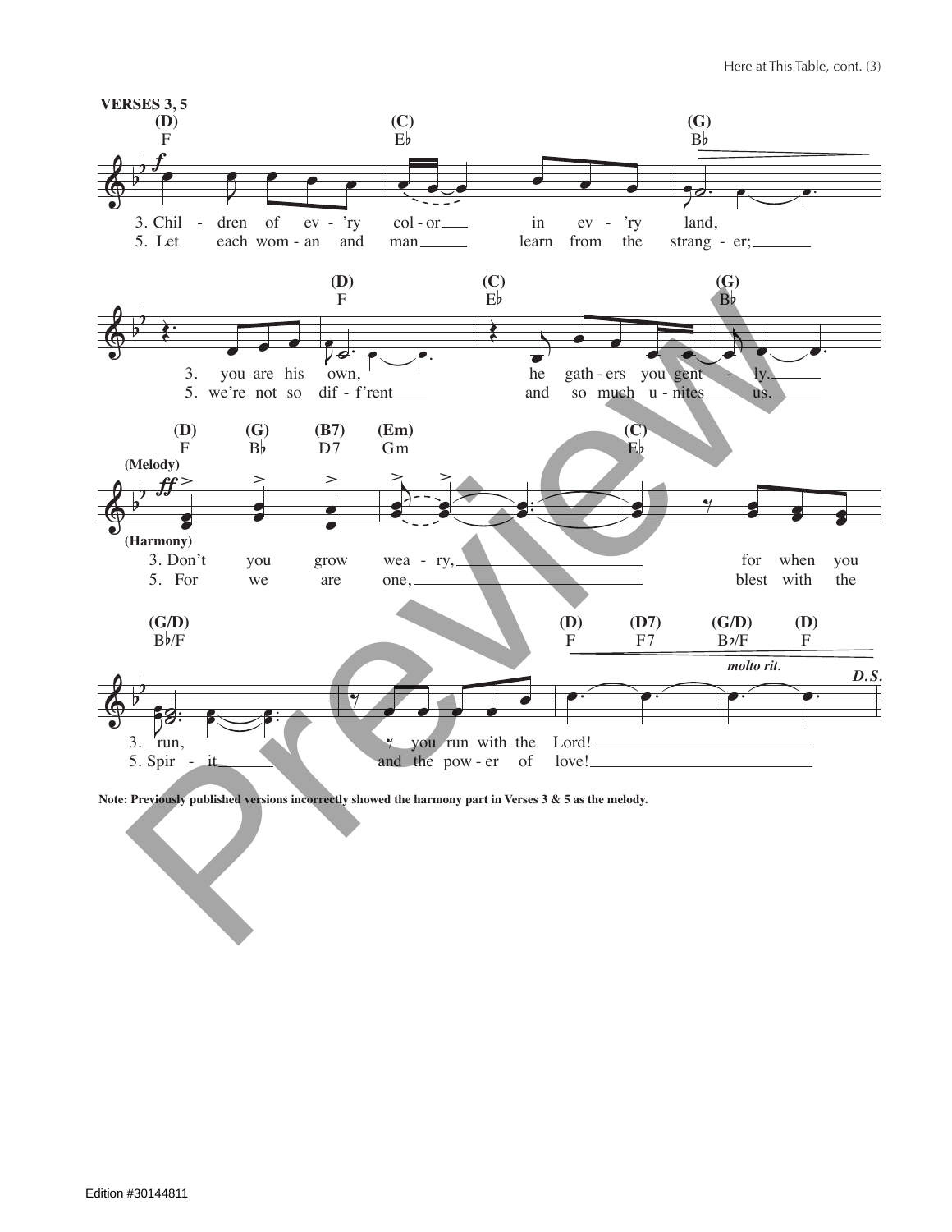**VERSES 3, 5**

3. Children of ev'ry color in ev'ry land, you are his own, he gathers you gently. Don't you grow weary, for when you run, you run with the Lord!

5. Let each woman and man learn from the stranger; we're not so diff'rent and so much unites us. For we are one, blest with the Spirit and the power of love!

**Note: Previously published versions incorrectly showed the harmony part in Verses 3 & 5 as the melody.**

Edition #30144811